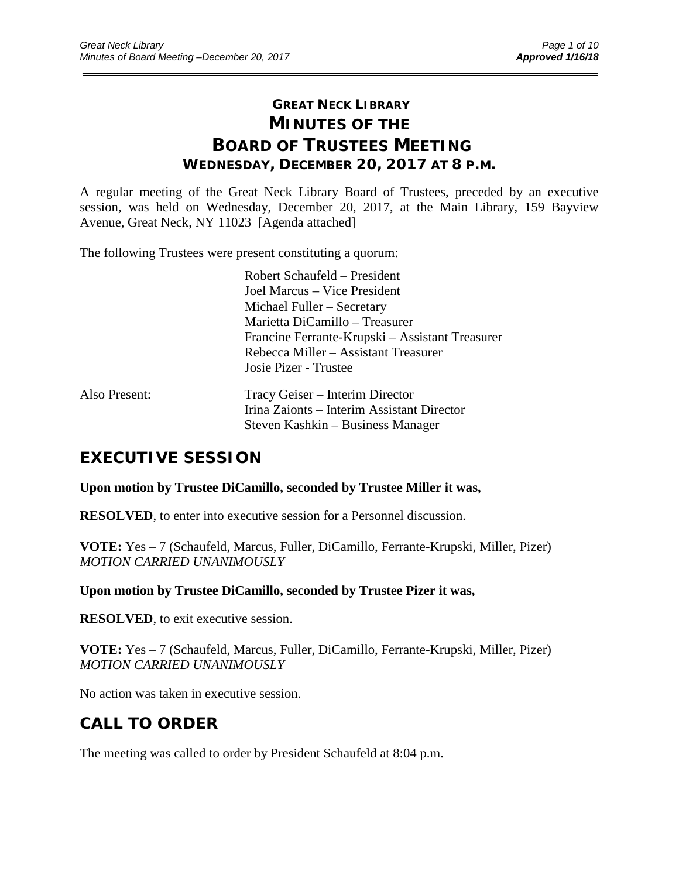# GREAT NECK LIBRARY
# MINUTES OF THE BOARD OF TRUSTEES MEETING
## WEDNESDAY, DECEMBER 20, 2017 AT 8 P.M.

A regular meeting of the Great Neck Library Board of Trustees, preceded by an executive session, was held on Wednesday, December 20, 2017, at the Main Library, 159 Bayview Avenue, Great Neck, NY 11023 [Agenda attached]

The following Trustees were present constituting a quorum:

Robert Schaufeld – President
Joel Marcus – Vice President
Michael Fuller – Secretary
Marietta DiCamillo – Treasurer
Francine Ferrante-Krupski – Assistant Treasurer
Rebecca Miller – Assistant Treasurer
Josie Pizer - Trustee

Also Present:

Tracy Geiser – Interim Director
Irina Zaionts – Interim Assistant Director
Steven Kashkin – Business Manager

## EXECUTIVE SESSION

**Upon motion by Trustee DiCamillo, seconded by Trustee Miller it was,**

**RESOLVED**, to enter into executive session for a Personnel discussion.

**VOTE:** Yes – 7 (Schaufeld, Marcus, Fuller, DiCamillo, Ferrante-Krupski, Miller, Pizer)
*MOTION CARRIED UNANIMOUSLY*

**Upon motion by Trustee DiCamillo, seconded by Trustee Pizer it was,**

**RESOLVED**, to exit executive session.

**VOTE:** Yes – 7 (Schaufeld, Marcus, Fuller, DiCamillo, Ferrante-Krupski, Miller, Pizer)
*MOTION CARRIED UNANIMOUSLY*

No action was taken in executive session.

## CALL TO ORDER

The meeting was called to order by President Schaufeld at 8:04 p.m.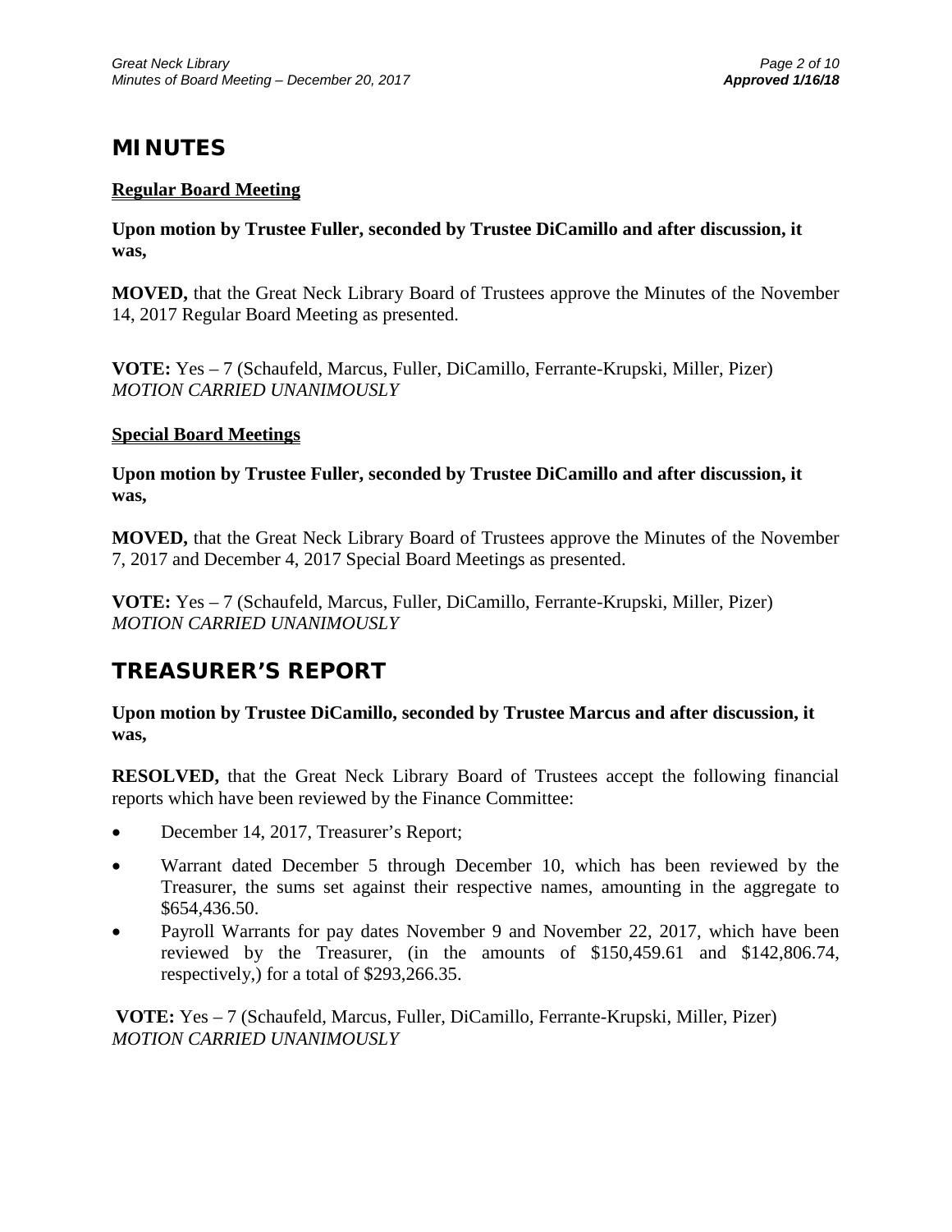# MINUTES

## Regular Board Meeting

**Upon motion by Trustee Fuller, seconded by Trustee DiCamillo and after discussion, it was,**

**MOVED,** that the Great Neck Library Board of Trustees approve the Minutes of the November 14, 2017 Regular Board Meeting as presented.

**VOTE:** Yes – 7 (Schaufeld, Marcus, Fuller, DiCamillo, Ferrante-Krupski, Miller, Pizer)
*MOTION CARRIED UNANIMOUSLY*

## Special Board Meetings

**Upon motion by Trustee Fuller, seconded by Trustee DiCamillo and after discussion, it was,**

**MOVED,** that the Great Neck Library Board of Trustees approve the Minutes of the November 7, 2017 and December 4, 2017 Special Board Meetings as presented.

**VOTE:** Yes – 7 (Schaufeld, Marcus, Fuller, DiCamillo, Ferrante-Krupski, Miller, Pizer)
*MOTION CARRIED UNANIMOUSLY*

# TREASURER'S REPORT

**Upon motion by Trustee DiCamillo, seconded by Trustee Marcus and after discussion, it was,**

**RESOLVED,** that the Great Neck Library Board of Trustees accept the following financial reports which have been reviewed by the Finance Committee:

- December 14, 2017, Treasurer's Report;
- Warrant dated December 5 through December 10, which has been reviewed by the Treasurer, the sums set against their respective names, amounting in the aggregate to $654,436.50.
- Payroll Warrants for pay dates November 9 and November 22, 2017, which have been reviewed by the Treasurer, (in the amounts of $150,459.61 and $142,806.74, respectively,) for a total of $293,266.35.

**VOTE:** Yes – 7 (Schaufeld, Marcus, Fuller, DiCamillo, Ferrante-Krupski, Miller, Pizer)
*MOTION CARRIED UNANIMOUSLY*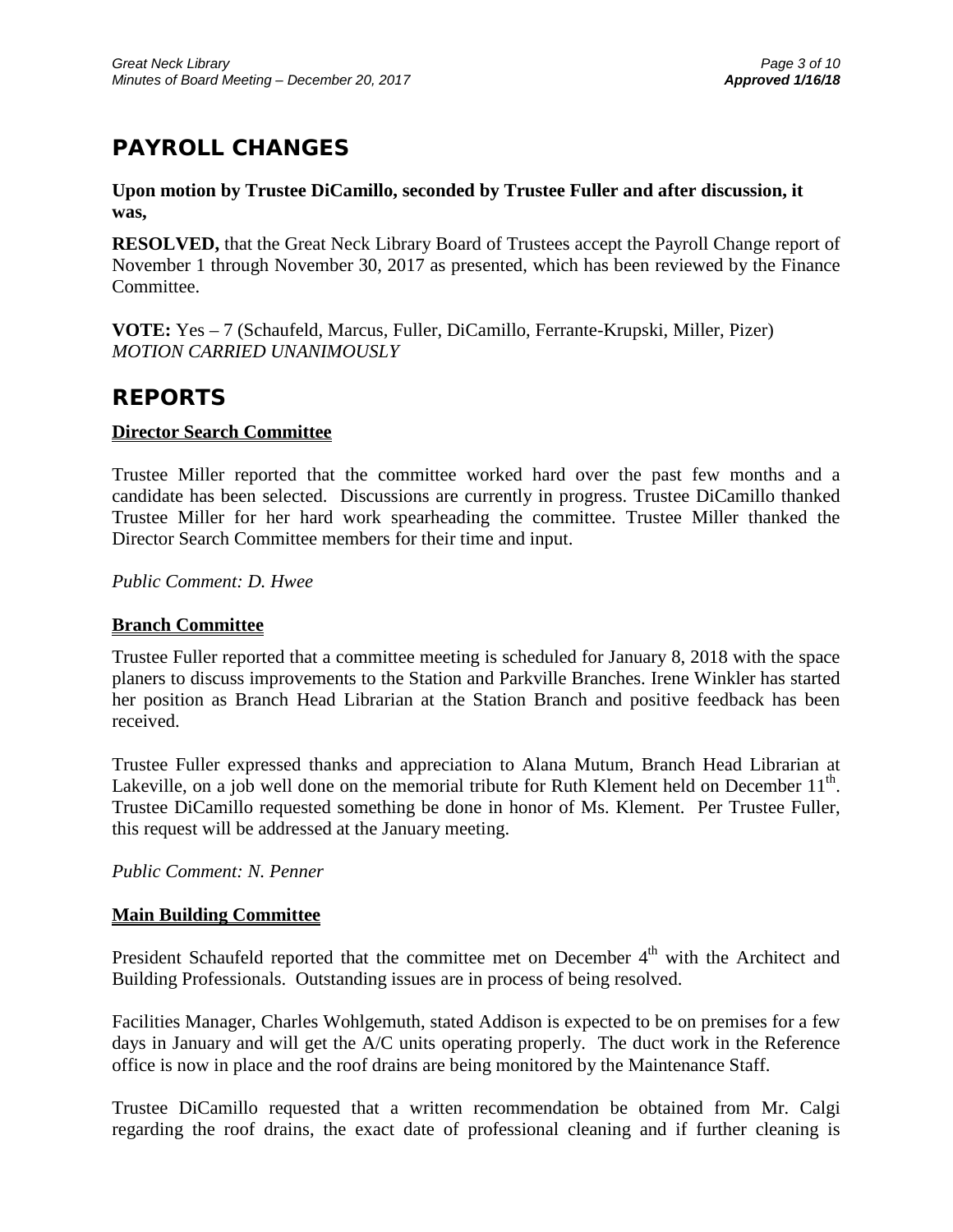## PAYROLL CHANGES

**Upon motion by Trustee DiCamillo, seconded by Trustee Fuller and after discussion, it was,**

**RESOLVED,** that the Great Neck Library Board of Trustees accept the Payroll Change report of November 1 through November 30, 2017 as presented, which has been reviewed by the Finance Committee.

**VOTE:** Yes – 7 (Schaufeld, Marcus, Fuller, DiCamillo, Ferrante-Krupski, Miller, Pizer)
*MOTION CARRIED UNANIMOUSLY*

## REPORTS

### Director Search Committee

Trustee Miller reported that the committee worked hard over the past few months and a candidate has been selected. Discussions are currently in progress. Trustee DiCamillo thanked Trustee Miller for her hard work spearheading the committee. Trustee Miller thanked the Director Search Committee members for their time and input.

*Public Comment: D. Hwee*

### Branch Committee

Trustee Fuller reported that a committee meeting is scheduled for January 8, 2018 with the space planers to discuss improvements to the Station and Parkville Branches. Irene Winkler has started her position as Branch Head Librarian at the Station Branch and positive feedback has been received.

Trustee Fuller expressed thanks and appreciation to Alana Mutum, Branch Head Librarian at Lakeville, on a job well done on the memorial tribute for Ruth Klement held on December 11th. Trustee DiCamillo requested something be done in honor of Ms. Klement. Per Trustee Fuller, this request will be addressed at the January meeting.

*Public Comment: N. Penner*

### Main Building Committee

President Schaufeld reported that the committee met on December 4th with the Architect and Building Professionals. Outstanding issues are in process of being resolved.

Facilities Manager, Charles Wohlgemuth, stated Addison is expected to be on premises for a few days in January and will get the A/C units operating properly. The duct work in the Reference office is now in place and the roof drains are being monitored by the Maintenance Staff.

Trustee DiCamillo requested that a written recommendation be obtained from Mr. Calgi regarding the roof drains, the exact date of professional cleaning and if further cleaning is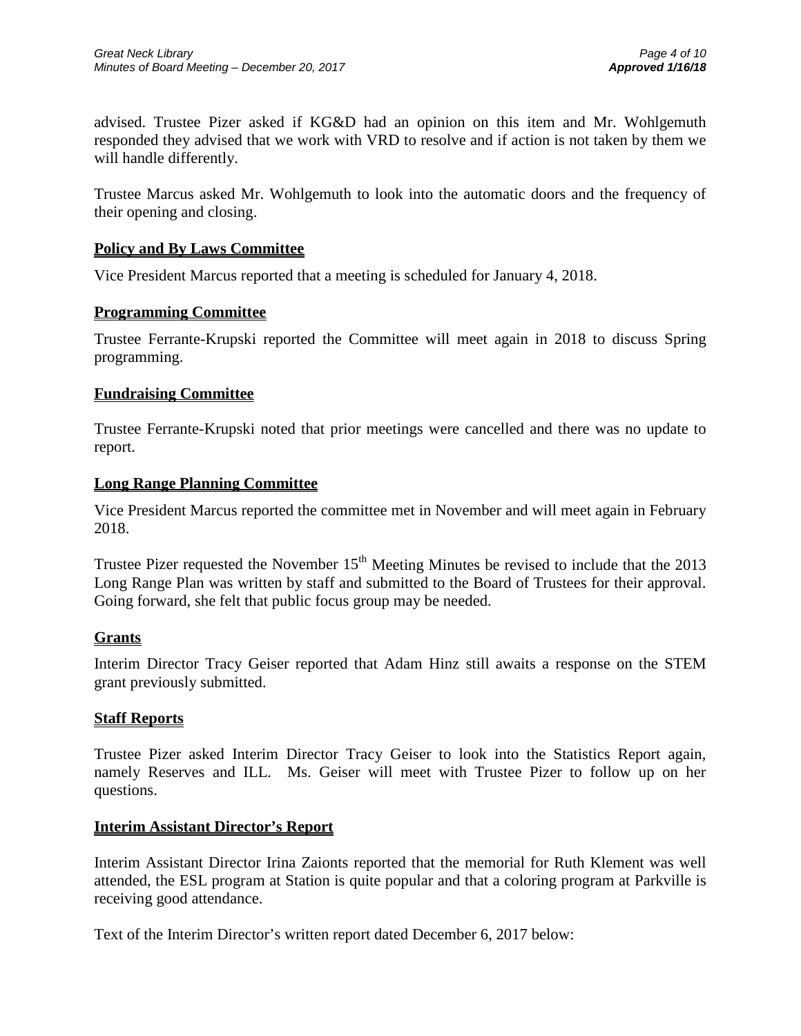advised. Trustee Pizer asked if KG&D had an opinion on this item and Mr. Wohlgemuth responded they advised that we work with VRD to resolve and if action is not taken by them we will handle differently.

Trustee Marcus asked Mr. Wohlgemuth to look into the automatic doors and the frequency of their opening and closing.

## Policy and By Laws Committee

Vice President Marcus reported that a meeting is scheduled for January 4, 2018.

## Programming Committee

Trustee Ferrante-Krupski reported the Committee will meet again in 2018 to discuss Spring programming.

## Fundraising Committee

Trustee Ferrante-Krupski noted that prior meetings were cancelled and there was no update to report.

## Long Range Planning Committee

Vice President Marcus reported the committee met in November and will meet again in February 2018.

Trustee Pizer requested the November 15th Meeting Minutes be revised to include that the 2013 Long Range Plan was written by staff and submitted to the Board of Trustees for their approval. Going forward, she felt that public focus group may be needed.

## Grants

Interim Director Tracy Geiser reported that Adam Hinz still awaits a response on the STEM grant previously submitted.

## Staff Reports

Trustee Pizer asked Interim Director Tracy Geiser to look into the Statistics Report again, namely Reserves and ILL. Ms. Geiser will meet with Trustee Pizer to follow up on her questions.

## Interim Assistant Director's Report

Interim Assistant Director Irina Zaionts reported that the memorial for Ruth Klement was well attended, the ESL program at Station is quite popular and that a coloring program at Parkville is receiving good attendance.

Text of the Interim Director's written report dated December 6, 2017 below: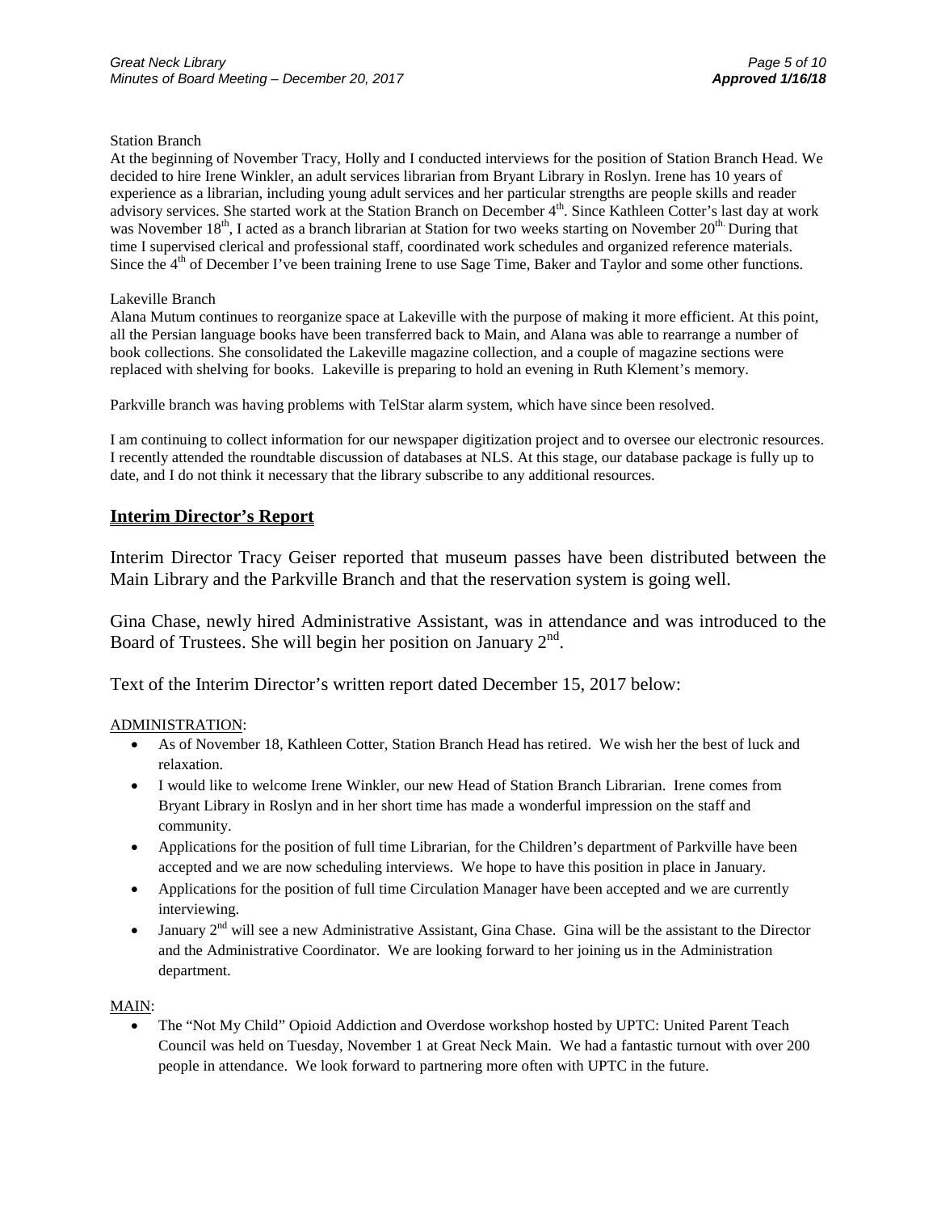Station Branch

At the beginning of November Tracy, Holly and I conducted interviews for the position of Station Branch Head. We decided to hire Irene Winkler, an adult services librarian from Bryant Library in Roslyn. Irene has 10 years of experience as a librarian, including young adult services and her particular strengths are people skills and reader advisory services. She started work at the Station Branch on December 4th. Since Kathleen Cotter's last day at work was November 18th, I acted as a branch librarian at Station for two weeks starting on November 20th. During that time I supervised clerical and professional staff, coordinated work schedules and organized reference materials. Since the 4th of December I've been training Irene to use Sage Time, Baker and Taylor and some other functions.

Lakeville Branch

Alana Mutum continues to reorganize space at Lakeville with the purpose of making it more efficient. At this point, all the Persian language books have been transferred back to Main, and Alana was able to rearrange a number of book collections. She consolidated the Lakeville magazine collection, and a couple of magazine sections were replaced with shelving for books. Lakeville is preparing to hold an evening in Ruth Klement's memory.

Parkville branch was having problems with TelStar alarm system, which have since been resolved.

I am continuing to collect information for our newspaper digitization project and to oversee our electronic resources. I recently attended the roundtable discussion of databases at NLS. At this stage, our database package is fully up to date, and I do not think it necessary that the library subscribe to any additional resources.

## Interim Director's Report

Interim Director Tracy Geiser reported that museum passes have been distributed between the Main Library and the Parkville Branch and that the reservation system is going well.

Gina Chase, newly hired Administrative Assistant, was in attendance and was introduced to the Board of Trustees. She will begin her position on January 2nd.

Text of the Interim Director's written report dated December 15, 2017 below:

ADMINISTRATION:

- As of November 18, Kathleen Cotter, Station Branch Head has retired. We wish her the best of luck and relaxation.
- I would like to welcome Irene Winkler, our new Head of Station Branch Librarian. Irene comes from Bryant Library in Roslyn and in her short time has made a wonderful impression on the staff and community.
- Applications for the position of full time Librarian, for the Children's department of Parkville have been accepted and we are now scheduling interviews. We hope to have this position in place in January.
- Applications for the position of full time Circulation Manager have been accepted and we are currently interviewing.
- January 2nd will see a new Administrative Assistant, Gina Chase. Gina will be the assistant to the Director and the Administrative Coordinator. We are looking forward to her joining us in the Administration department.

MAIN:

- The "Not My Child" Opioid Addiction and Overdose workshop hosted by UPTC: United Parent Teach Council was held on Tuesday, November 1 at Great Neck Main. We had a fantastic turnout with over 200 people in attendance. We look forward to partnering more often with UPTC in the future.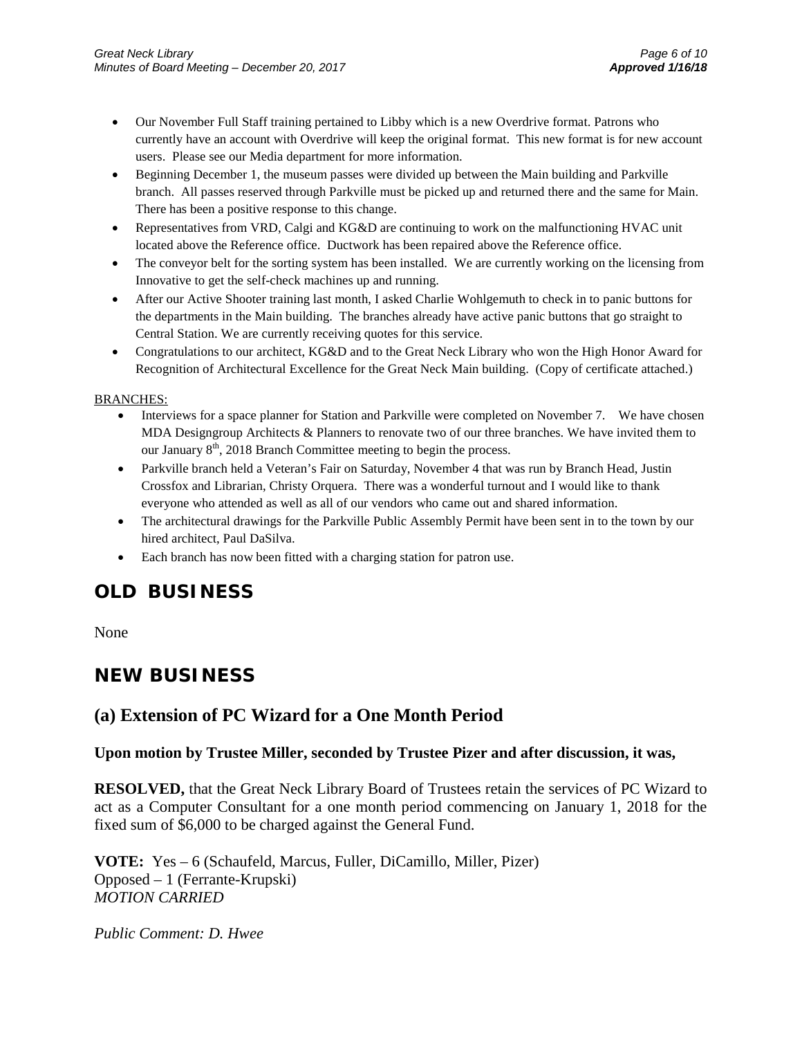- Our November Full Staff training pertained to Libby which is a new Overdrive format. Patrons who currently have an account with Overdrive will keep the original format. This new format is for new account users. Please see our Media department for more information.
- Beginning December 1, the museum passes were divided up between the Main building and Parkville branch. All passes reserved through Parkville must be picked up and returned there and the same for Main. There has been a positive response to this change.
- Representatives from VRD, Calgi and KG&D are continuing to work on the malfunctioning HVAC unit located above the Reference office. Ductwork has been repaired above the Reference office.
- The conveyor belt for the sorting system has been installed. We are currently working on the licensing from Innovative to get the self-check machines up and running.
- After our Active Shooter training last month, I asked Charlie Wohlgemuth to check in to panic buttons for the departments in the Main building. The branches already have active panic buttons that go straight to Central Station. We are currently receiving quotes for this service.
- Congratulations to our architect, KG&D and to the Great Neck Library who won the High Honor Award for Recognition of Architectural Excellence for the Great Neck Main building. (Copy of certificate attached.)

BRANCHES:

- Interviews for a space planner for Station and Parkville were completed on November 7. We have chosen MDA Designgroup Architects & Planners to renovate two of our three branches. We have invited them to our January 8th, 2018 Branch Committee meeting to begin the process.
- Parkville branch held a Veteran's Fair on Saturday, November 4 that was run by Branch Head, Justin Crossfox and Librarian, Christy Orquera. There was a wonderful turnout and I would like to thank everyone who attended as well as all of our vendors who came out and shared information.
- The architectural drawings for the Parkville Public Assembly Permit have been sent in to the town by our hired architect, Paul DaSilva.
- Each branch has now been fitted with a charging station for patron use.

## OLD BUSINESS

None

## NEW BUSINESS

## (a) Extension of PC Wizard for a One Month Period

**Upon motion by Trustee Miller, seconded by Trustee Pizer and after discussion, it was,**

**RESOLVED,** that the Great Neck Library Board of Trustees retain the services of PC Wizard to act as a Computer Consultant for a one month period commencing on January 1, 2018 for the fixed sum of $6,000 to be charged against the General Fund.

**VOTE:** Yes – 6 (Schaufeld, Marcus, Fuller, DiCamillo, Miller, Pizer)
Opposed – 1 (Ferrante-Krupski)
*MOTION CARRIED*

*Public Comment: D. Hwee*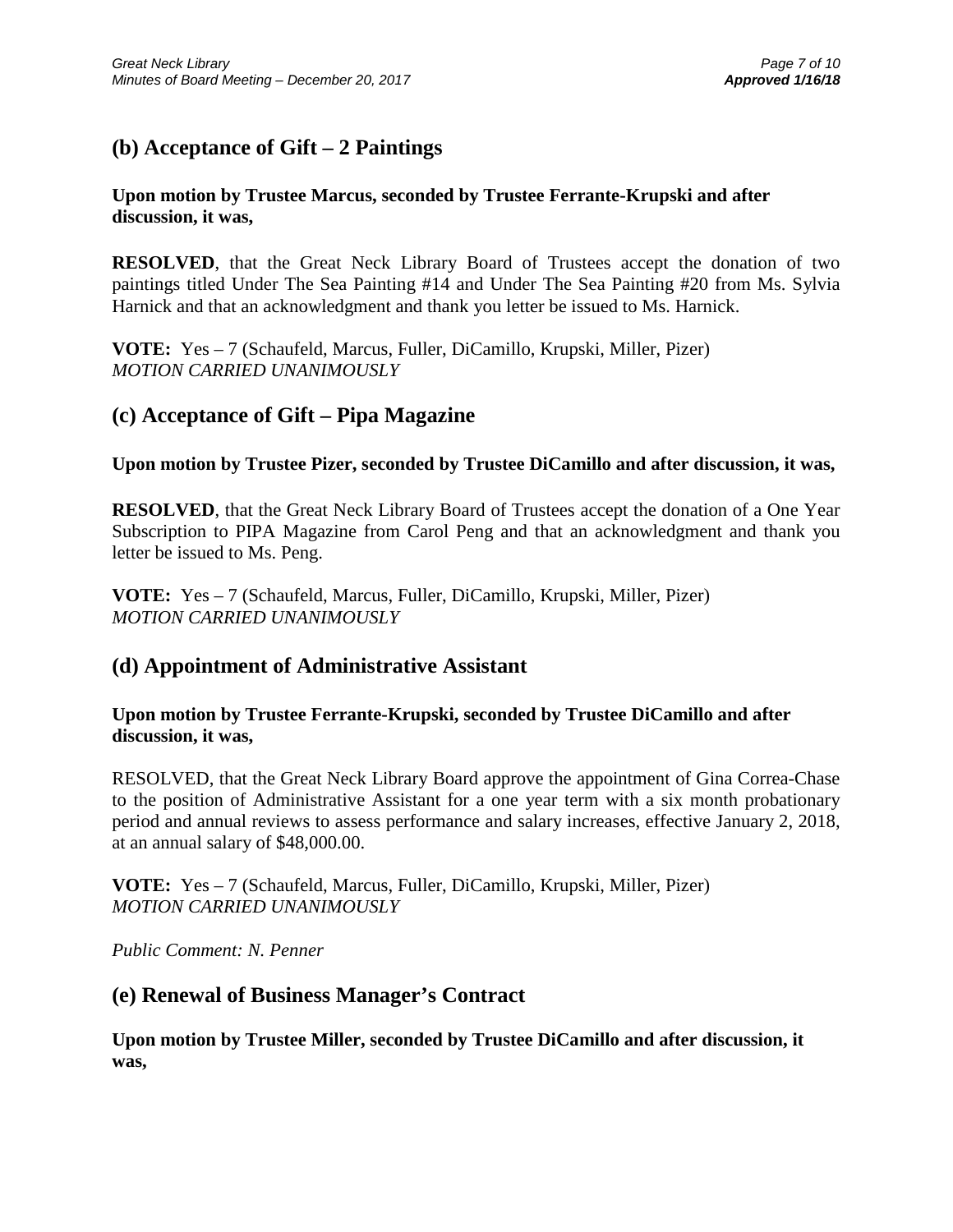## (b) Acceptance of Gift – 2 Paintings

**Upon motion by Trustee Marcus, seconded by Trustee Ferrante-Krupski and after discussion, it was,**

**RESOLVED**, that the Great Neck Library Board of Trustees accept the donation of two paintings titled Under The Sea Painting #14 and Under The Sea Painting #20 from Ms. Sylvia Harnick and that an acknowledgment and thank you letter be issued to Ms. Harnick.

**VOTE:** Yes – 7 (Schaufeld, Marcus, Fuller, DiCamillo, Krupski, Miller, Pizer)
*MOTION CARRIED UNANIMOUSLY*

## (c) Acceptance of Gift – Pipa Magazine

**Upon motion by Trustee Pizer, seconded by Trustee DiCamillo and after discussion, it was,**

**RESOLVED**, that the Great Neck Library Board of Trustees accept the donation of a One Year Subscription to PIPA Magazine from Carol Peng and that an acknowledgment and thank you letter be issued to Ms. Peng.

**VOTE:** Yes – 7 (Schaufeld, Marcus, Fuller, DiCamillo, Krupski, Miller, Pizer)
*MOTION CARRIED UNANIMOUSLY*

## (d) Appointment of Administrative Assistant

**Upon motion by Trustee Ferrante-Krupski, seconded by Trustee DiCamillo and after discussion, it was,**

RESOLVED, that the Great Neck Library Board approve the appointment of Gina Correa-Chase to the position of Administrative Assistant for a one year term with a six month probationary period and annual reviews to assess performance and salary increases, effective January 2, 2018, at an annual salary of $48,000.00.

**VOTE:** Yes – 7 (Schaufeld, Marcus, Fuller, DiCamillo, Krupski, Miller, Pizer)
*MOTION CARRIED UNANIMOUSLY*

*Public Comment: N. Penner*

## (e) Renewal of Business Manager's Contract

**Upon motion by Trustee Miller, seconded by Trustee DiCamillo and after discussion, it was,**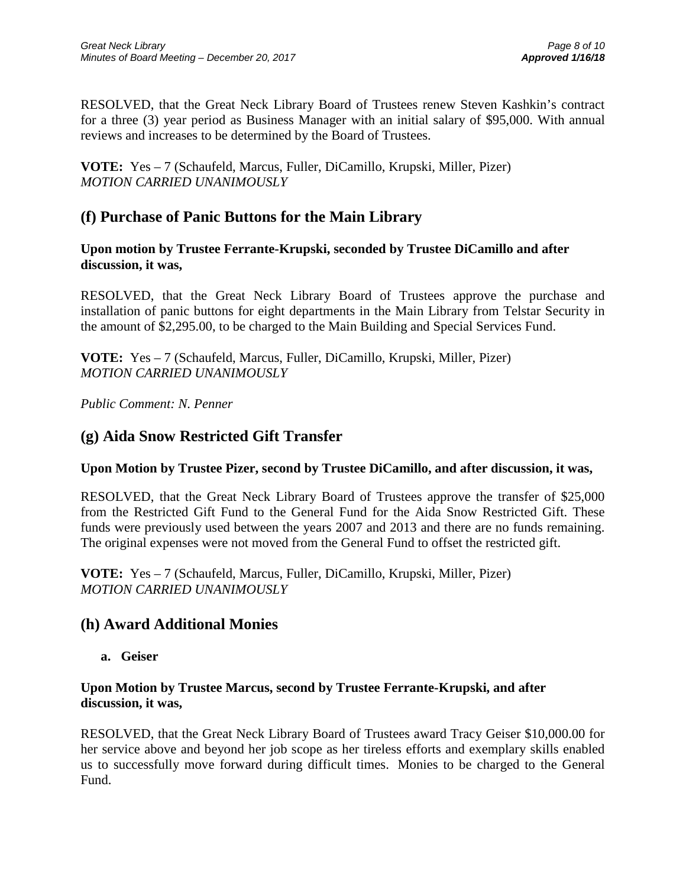RESOLVED, that the Great Neck Library Board of Trustees renew Steven Kashkin's contract for a three (3) year period as Business Manager with an initial salary of $95,000. With annual reviews and increases to be determined by the Board of Trustees.

**VOTE:** Yes – 7 (Schaufeld, Marcus, Fuller, DiCamillo, Krupski, Miller, Pizer)
*MOTION CARRIED UNANIMOUSLY*

## (f) Purchase of Panic Buttons for the Main Library

**Upon motion by Trustee Ferrante-Krupski, seconded by Trustee DiCamillo and after discussion, it was,**

RESOLVED, that the Great Neck Library Board of Trustees approve the purchase and installation of panic buttons for eight departments in the Main Library from Telstar Security in the amount of $2,295.00, to be charged to the Main Building and Special Services Fund.

**VOTE:** Yes – 7 (Schaufeld, Marcus, Fuller, DiCamillo, Krupski, Miller, Pizer)
*MOTION CARRIED UNANIMOUSLY*

*Public Comment: N. Penner*

## (g) Aida Snow Restricted Gift Transfer

**Upon Motion by Trustee Pizer, second by Trustee DiCamillo, and after discussion, it was,**

RESOLVED, that the Great Neck Library Board of Trustees approve the transfer of $25,000 from the Restricted Gift Fund to the General Fund for the Aida Snow Restricted Gift. These funds were previously used between the years 2007 and 2013 and there are no funds remaining. The original expenses were not moved from the General Fund to offset the restricted gift.

**VOTE:** Yes – 7 (Schaufeld, Marcus, Fuller, DiCamillo, Krupski, Miller, Pizer)
*MOTION CARRIED UNANIMOUSLY*

## (h) Award Additional Monies

**a. Geiser**

**Upon Motion by Trustee Marcus, second by Trustee Ferrante-Krupski, and after discussion, it was,**

RESOLVED, that the Great Neck Library Board of Trustees award Tracy Geiser $10,000.00 for her service above and beyond her job scope as her tireless efforts and exemplary skills enabled us to successfully move forward during difficult times. Monies to be charged to the General Fund.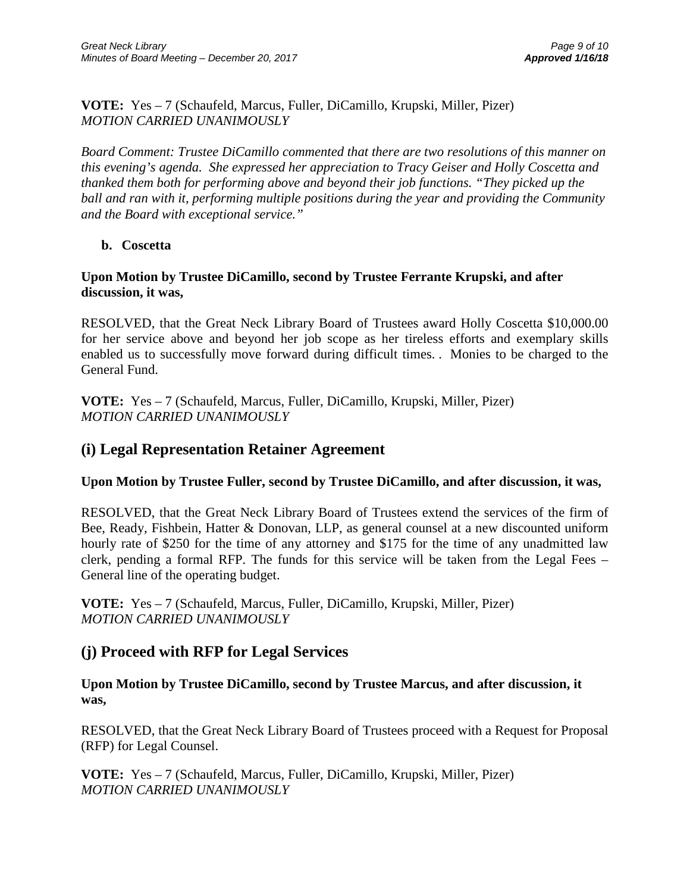**VOTE:** Yes – 7 (Schaufeld, Marcus, Fuller, DiCamillo, Krupski, Miller, Pizer)
*MOTION CARRIED UNANIMOUSLY*

*Board Comment: Trustee DiCamillo commented that there are two resolutions of this manner on this evening's agenda. She expressed her appreciation to Tracy Geiser and Holly Coscetta and thanked them both for performing above and beyond their job functions. "They picked up the ball and ran with it, performing multiple positions during the year and providing the Community and the Board with exceptional service."*

**b. Coscetta**

**Upon Motion by Trustee DiCamillo, second by Trustee Ferrante Krupski, and after discussion, it was,**

RESOLVED, that the Great Neck Library Board of Trustees award Holly Coscetta $10,000.00 for her service above and beyond her job scope as her tireless efforts and exemplary skills enabled us to successfully move forward during difficult times. . Monies to be charged to the General Fund.

**VOTE:** Yes – 7 (Schaufeld, Marcus, Fuller, DiCamillo, Krupski, Miller, Pizer)
*MOTION CARRIED UNANIMOUSLY*

## (i) Legal Representation Retainer Agreement

**Upon Motion by Trustee Fuller, second by Trustee DiCamillo, and after discussion, it was,**

RESOLVED, that the Great Neck Library Board of Trustees extend the services of the firm of Bee, Ready, Fishbein, Hatter & Donovan, LLP, as general counsel at a new discounted uniform hourly rate of $250 for the time of any attorney and $175 for the time of any unadmitted law clerk, pending a formal RFP. The funds for this service will be taken from the Legal Fees – General line of the operating budget.

**VOTE:** Yes – 7 (Schaufeld, Marcus, Fuller, DiCamillo, Krupski, Miller, Pizer)
*MOTION CARRIED UNANIMOUSLY*

## (j) Proceed with RFP for Legal Services

**Upon Motion by Trustee DiCamillo, second by Trustee Marcus, and after discussion, it was,**

RESOLVED, that the Great Neck Library Board of Trustees proceed with a Request for Proposal (RFP) for Legal Counsel.

**VOTE:** Yes – 7 (Schaufeld, Marcus, Fuller, DiCamillo, Krupski, Miller, Pizer)
*MOTION CARRIED UNANIMOUSLY*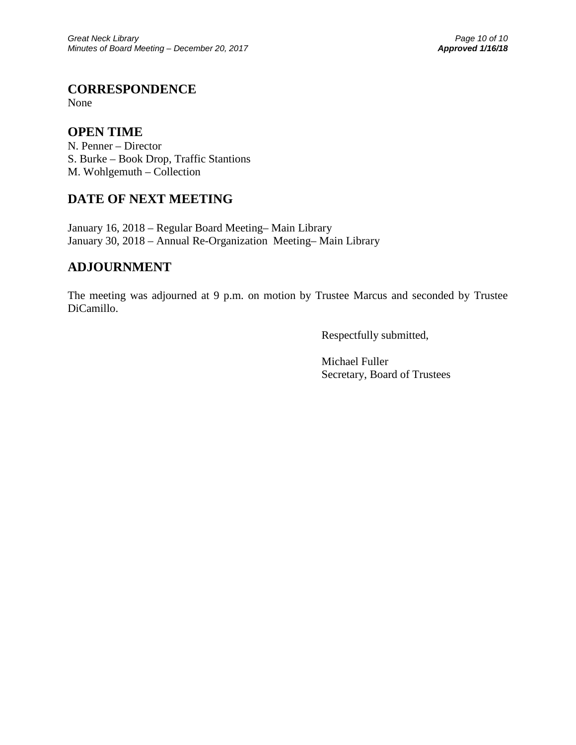## CORRESPONDENCE

None

## OPEN TIME

N. Penner – Director
S. Burke – Book Drop, Traffic Stantions
M. Wohlgemuth – Collection

## DATE OF NEXT MEETING

January 16, 2018 – Regular Board Meeting– Main Library
January 30, 2018 – Annual Re-Organization Meeting– Main Library

## ADJOURNMENT

The meeting was adjourned at 9 p.m. on motion by Trustee Marcus and seconded by Trustee DiCamillo.

Respectfully submitted,

Michael Fuller
Secretary, Board of Trustees